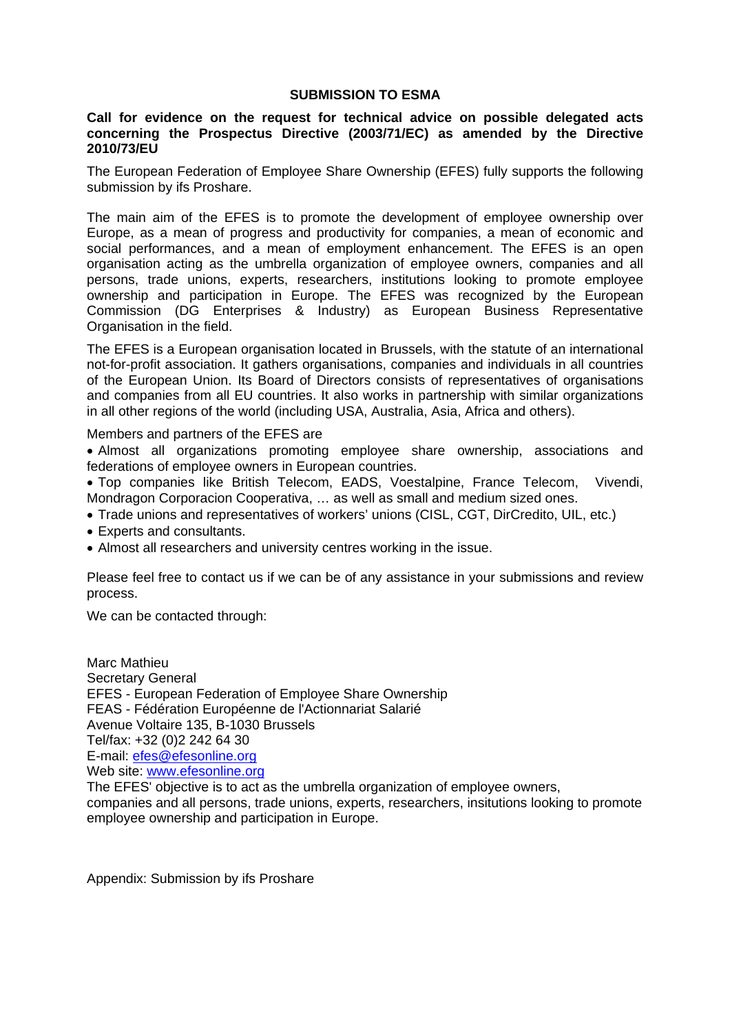# SUBMISSION TO ESMA

**Call for evidence on the request for technical advice on possible delegated acts concerning the Prospectus Directive (2003/71/EC) as amended by the Directive 2010/73/EU**

The European Federation of Employee Share Ownership (EFES) fully supports the following submission by ifs Proshare.

The main aim of the EFES is to promote the development of employee ownership over Europe, as a mean of progress and productivity for companies, a mean of economic and social performances, and a mean of employment enhancement. The EFES is an open organisation acting as the umbrella organization of employee owners, companies and all persons, trade unions, experts, researchers, institutions looking to promote employee ownership and participation in Europe. The EFES was recognized by the European Commission (DG Enterprises & Industry) as European Business Representative Organisation in the field.

The EFES is a European organisation located in Brussels, with the statute of an international not-for-profit association. It gathers organisations, companies and individuals in all countries of the European Union. Its Board of Directors consists of representatives of organisations and companies from all EU countries. It also works in partnership with similar organizations in all other regions of the world (including USA, Australia, Asia, Africa and others).

Members and partners of the EFES are

- Almost all organizations promoting employee share ownership, associations and federations of employee owners in European countries.
- Top companies like British Telecom, EADS, Voestalpine, France Telecom, Vivendi, Mondragon Corporacion Cooperativa, … as well as small and medium sized ones.
- Trade unions and representatives of workers' unions (CISL, CGT, DirCredito, UIL, etc.)
- Experts and consultants.
- Almost all researchers and university centres working in the issue.

Please feel free to contact us if we can be of any assistance in your submissions and review process.

We can be contacted through:

Marc Mathieu
Secretary General
EFES - European Federation of Employee Share Ownership
FEAS - Fédération Européenne de l'Actionnariat Salarié
Avenue Voltaire 135, B-1030 Brussels
Tel/fax: +32 (0)2 242 64 30
E-mail: efes@efesonline.org
Web site: www.efesonline.org
The EFES' objective is to act as the umbrella organization of employee owners, companies and all persons, trade unions, experts, researchers, insitutions looking to promote employee ownership and participation in Europe.

Appendix: Submission by ifs Proshare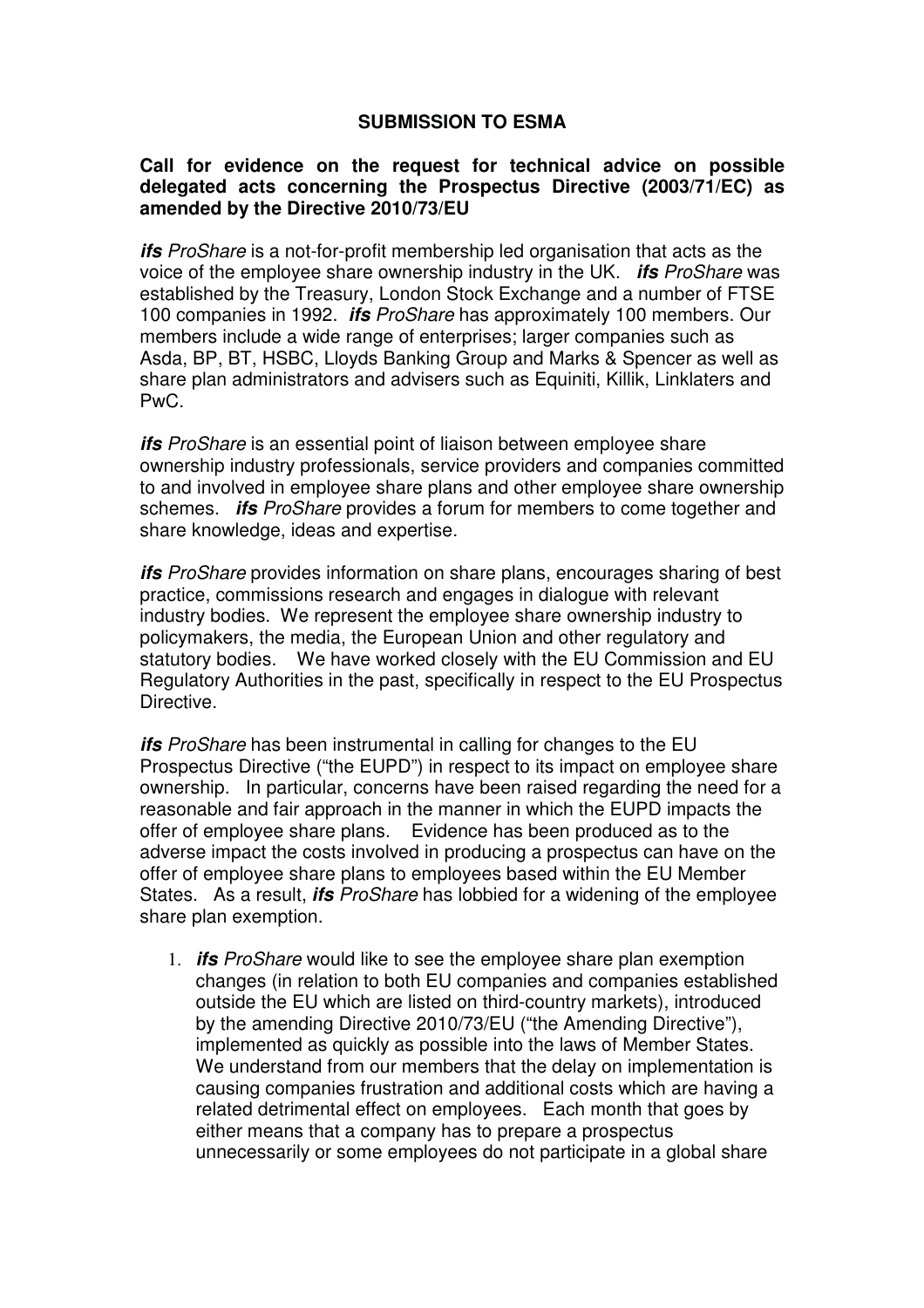**SUBMISSION TO ESMA**

**Call for evidence on the request for technical advice on possible delegated acts concerning the Prospectus Directive (2003/71/EC) as amended by the Directive 2010/73/EU**

***ifs** ProShare* is a not-for-profit membership led organisation that acts as the voice of the employee share ownership industry in the UK. ***ifs** ProShare* was established by the Treasury, London Stock Exchange and a number of FTSE 100 companies in 1992. ***ifs** ProShare* has approximately 100 members. Our members include a wide range of enterprises; larger companies such as Asda, BP, BT, HSBC, Lloyds Banking Group and Marks & Spencer as well as share plan administrators and advisers such as Equiniti, Killik, Linklaters and PwC.

***ifs** ProShare* is an essential point of liaison between employee share ownership industry professionals, service providers and companies committed to and involved in employee share plans and other employee share ownership schemes. ***ifs** ProShare* provides a forum for members to come together and share knowledge, ideas and expertise.

***ifs** ProShare* provides information on share plans, encourages sharing of best practice, commissions research and engages in dialogue with relevant industry bodies. We represent the employee share ownership industry to policymakers, the media, the European Union and other regulatory and statutory bodies. We have worked closely with the EU Commission and EU Regulatory Authorities in the past, specifically in respect to the EU Prospectus Directive.

***ifs** ProShare* has been instrumental in calling for changes to the EU Prospectus Directive ("the EUPD") in respect to its impact on employee share ownership. In particular, concerns have been raised regarding the need for a reasonable and fair approach in the manner in which the EUPD impacts the offer of employee share plans. Evidence has been produced as to the adverse impact the costs involved in producing a prospectus can have on the offer of employee share plans to employees based within the EU Member States. As a result, ***ifs** ProShare* has lobbied for a widening of the employee share plan exemption.

1. ***ifs** ProShare* would like to see the employee share plan exemption changes (in relation to both EU companies and companies established outside the EU which are listed on third-country markets), introduced by the amending Directive 2010/73/EU ("the Amending Directive"), implemented as quickly as possible into the laws of Member States. We understand from our members that the delay on implementation is causing companies frustration and additional costs which are having a related detrimental effect on employees. Each month that goes by either means that a company has to prepare a prospectus unnecessarily or some employees do not participate in a global share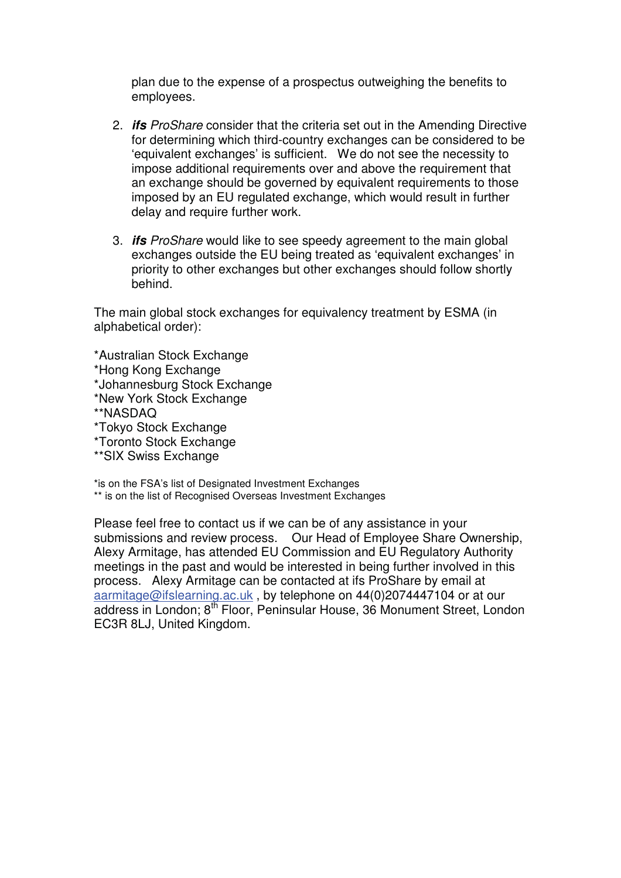plan due to the expense of a prospectus outweighing the benefits to employees.

2. ***ifs*** *ProShare* consider that the criteria set out in the Amending Directive for determining which third-country exchanges can be considered to be 'equivalent exchanges' is sufficient. We do not see the necessity to impose additional requirements over and above the requirement that an exchange should be governed by equivalent requirements to those imposed by an EU regulated exchange, which would result in further delay and require further work.

3. ***ifs*** *ProShare* would like to see speedy agreement to the main global exchanges outside the EU being treated as 'equivalent exchanges' in priority to other exchanges but other exchanges should follow shortly behind.

The main global stock exchanges for equivalency treatment by ESMA (in alphabetical order):

*Australian Stock Exchange
*Hong Kong Exchange
*Johannesburg Stock Exchange
*New York Stock Exchange
**NASDAQ
*Tokyo Stock Exchange
*Toronto Stock Exchange
**SIX Swiss Exchange

*is on the FSA's list of Designated Investment Exchanges
** is on the list of Recognised Overseas Investment Exchanges

Please feel free to contact us if we can be of any assistance in your submissions and review process. Our Head of Employee Share Ownership, Alexy Armitage, has attended EU Commission and EU Regulatory Authority meetings in the past and would be interested in being further involved in this process. Alexy Armitage can be contacted at ifs ProShare by email at aarmitage@ifslearning.ac.uk , by telephone on 44(0)2074447104 or at our address in London; 8th Floor, Peninsular House, 36 Monument Street, London EC3R 8LJ, United Kingdom.